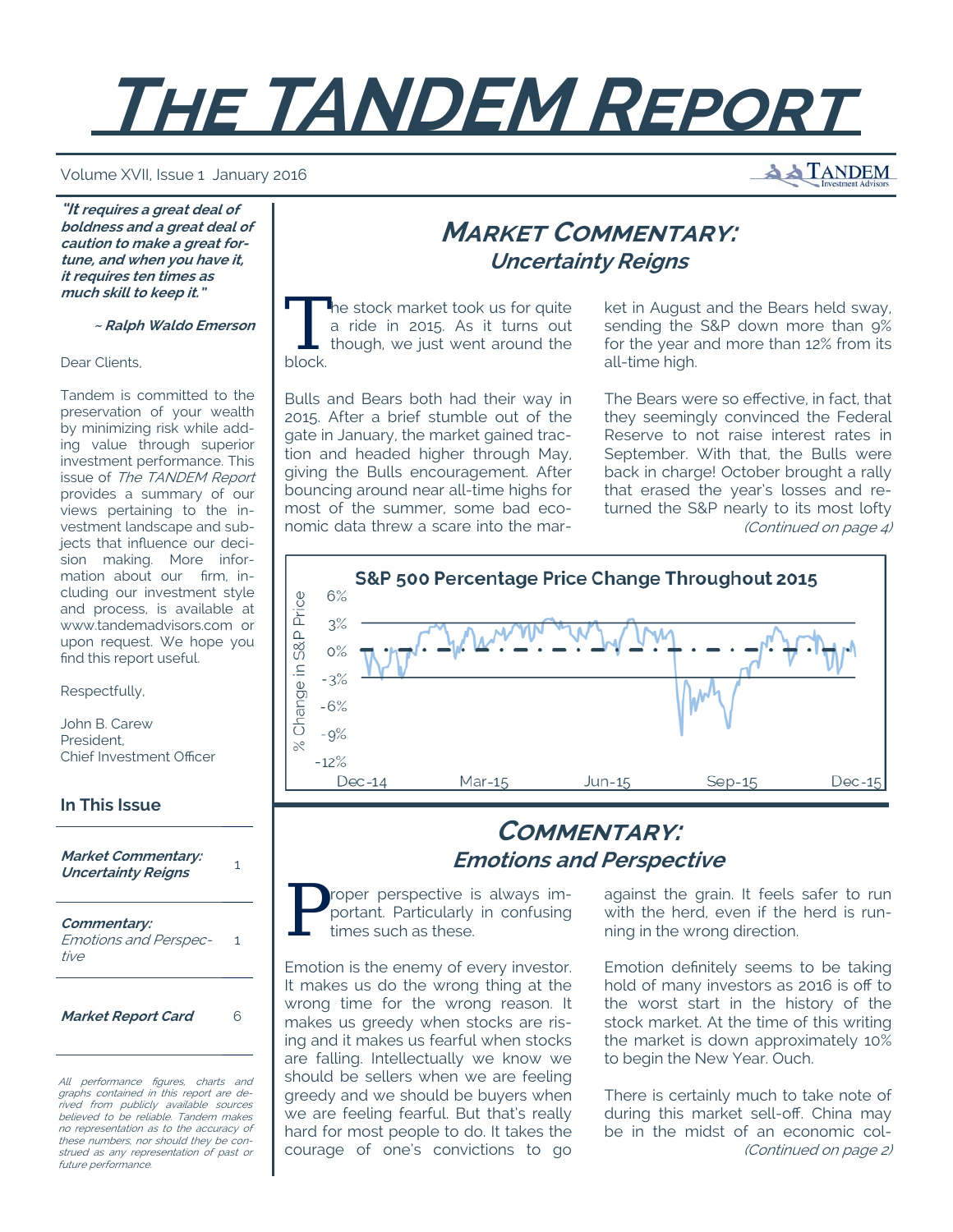# THE TANDEM REPORT

Volume XVII, Issue 1 January 2016

***"It requires a great deal of boldness and a great deal of caution to make a great fortune, and when you have it, it requires ten times as much skill to keep it."***

***~ Ralph Waldo Emerson***

Dear Clients,

Tandem is committed to the preservation of your wealth by minimizing risk while adding value through superior investment performance. This issue of *The TANDEM Report* provides a summary of our views pertaining to the investment landscape and subjects that influence our decision making. More information about our firm, including our investment style and process, is available at www.tandemadvisors.com or upon request. We hope you find this report useful.

Respectfully,

John B. Carew
President,
Chief Investment Officer

### In This Issue

| | |
|---|---|
| ***Market Commentary: Uncertainty Reigns*** | 1 |
| ***Commentary:*** *Emotions and Perspective* | 1 |
| ***Market Report Card*** | 6 |

*All performance figures, charts and graphs contained in this report are derived from publicly available sources believed to be reliable. Tandem makes no representation as to the accuracy of these numbers, nor should they be construed as any representation of past or future performance.*

## MARKET COMMENTARY: *Uncertainty Reigns*

The stock market took us for quite a ride in 2015. As it turns out though, we just went around the block.

Bulls and Bears both had their way in 2015. After a brief stumble out of the gate in January, the market gained traction and headed higher through May, giving the Bulls encouragement. After bouncing around near all-time highs for most of the summer, some bad economic data threw a scare into the market in August and the Bears held sway, sending the S&P down more than 9% for the year and more than 12% from its all-time high.

The Bears were so effective, in fact, that they seemingly convinced the Federal Reserve to not raise interest rates in September. With that, the Bulls were back in charge! October brought a rally that erased the year's losses and returned the S&P nearly to its most lofty

*(Continued on page 4)*

**S&P 500 Percentage Price Change Throughout 2015**

## COMMENTARY: *Emotions and Perspective*

Proper perspective is always important. Particularly in confusing times such as these.

Emotion is the enemy of every investor. It makes us do the wrong thing at the wrong time for the wrong reason. It makes us greedy when stocks are rising and it makes us fearful when stocks are falling. Intellectually we know we should be sellers when we are feeling greedy and we should be buyers when we are feeling fearful. But that's really hard for most people to do. It takes the courage of one's convictions to go against the grain. It feels safer to run with the herd, even if the herd is running in the wrong direction.

Emotion definitely seems to be taking hold of many investors as 2016 is off to the worst start in the history of the stock market. At the time of this writing the market is down approximately 10% to begin the New Year. Ouch.

There is certainly much to take note of during this market sell-off. China may be in the midst of an economic col-

*(Continued on page 2)*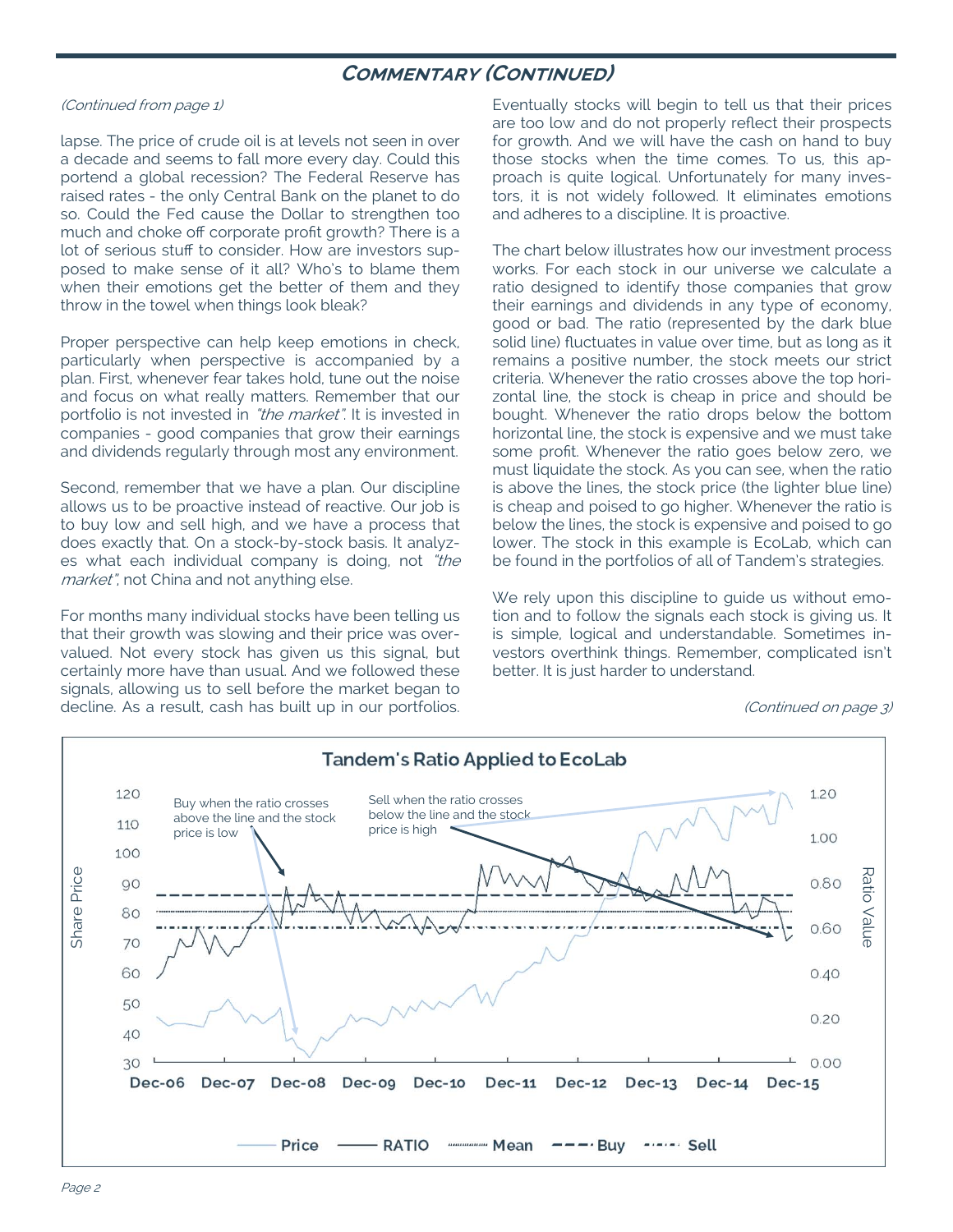## Commentary (Continued)

*(Continued from page 1)*

lapse. The price of crude oil is at levels not seen in over a decade and seems to fall more every day. Could this portend a global recession? The Federal Reserve has raised rates - the only Central Bank on the planet to do so. Could the Fed cause the Dollar to strengthen too much and choke off corporate profit growth? There is a lot of serious stuff to consider. How are investors supposed to make sense of it all? Who's to blame them when their emotions get the better of them and they throw in the towel when things look bleak?

Proper perspective can help keep emotions in check, particularly when perspective is accompanied by a plan. First, whenever fear takes hold, tune out the noise and focus on what really matters. Remember that our portfolio is not invested in *"the market"*. It is invested in companies - good companies that grow their earnings and dividends regularly through most any environment.

Second, remember that we have a plan. Our discipline allows us to be proactive instead of reactive. Our job is to buy low and sell high, and we have a process that does exactly that. On a stock-by-stock basis. It analyzes what each individual company is doing, not *"the market"*, not China and not anything else.

For months many individual stocks have been telling us that their growth was slowing and their price was overvalued. Not every stock has given us this signal, but certainly more have than usual. And we followed these signals, allowing us to sell before the market began to decline. As a result, cash has built up in our portfolios. Eventually stocks will begin to tell us that their prices are too low and do not properly reflect their prospects for growth. And we will have the cash on hand to buy those stocks when the time comes. To us, this approach is quite logical. Unfortunately for many investors, it is not widely followed. It eliminates emotions and adheres to a discipline. It is proactive.

The chart below illustrates how our investment process works. For each stock in our universe we calculate a ratio designed to identify those companies that grow their earnings and dividends in any type of economy, good or bad. The ratio (represented by the dark blue solid line) fluctuates in value over time, but as long as it remains a positive number, the stock meets our strict criteria. Whenever the ratio crosses above the top horizontal line, the stock is cheap in price and should be bought. Whenever the ratio drops below the bottom horizontal line, the stock is expensive and we must take some profit. Whenever the ratio goes below zero, we must liquidate the stock. As you can see, when the ratio is above the lines, the stock price (the lighter blue line) is cheap and poised to go higher. Whenever the ratio is below the lines, the stock is expensive and poised to go lower. The stock in this example is EcoLab, which can be found in the portfolios of all of Tandem's strategies.

We rely upon this discipline to guide us without emotion and to follow the signals each stock is giving us. It is simple, logical and understandable. Sometimes investors overthink things. Remember, complicated isn't better. It is just harder to understand.

*(Continued on page 3)*

**Tandem's Ratio Applied to EcoLab**

Buy when the ratio crosses above the line and the stock price is low

Sell when the ratio crosses below the line and the stock price is high

Share Price: 30–120 | Ratio Value: 0.00–1.20 | Dec-06 to Dec-15

Price — RATIO — Mean — Buy — Sell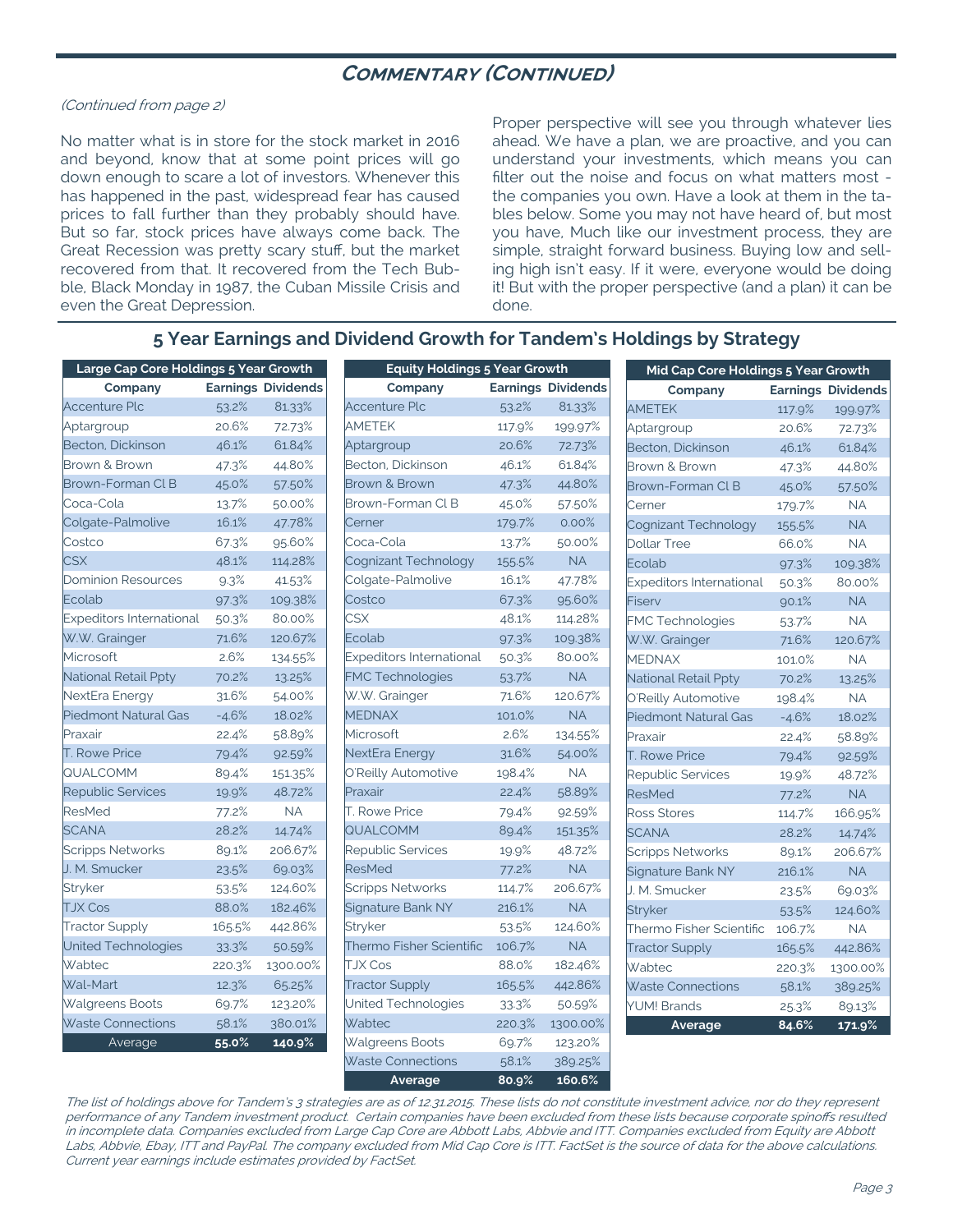## Commentary (Continued)

*(Continued from page 2)*

No matter what is in store for the stock market in 2016 and beyond, know that at some point prices will go down enough to scare a lot of investors. Whenever this has happened in the past, widespread fear has caused prices to fall further than they probably should have. But so far, stock prices have always come back. The Great Recession was pretty scary stuff, but the market recovered from that. It recovered from the Tech Bubble, Black Monday in 1987, the Cuban Missile Crisis and even the Great Depression.

Proper perspective will see you through whatever lies ahead. We have a plan, we are proactive, and you can understand your investments, which means you can filter out the noise and focus on what matters most - the companies you own. Have a look at them in the tables below. Some you may not have heard of, but most you have, Much like our investment process, they are simple, straight forward business. Buying low and selling high isn't easy. If it were, everyone would be doing it! But with the proper perspective (and a plan) it can be done.

### 5 Year Earnings and Dividend Growth for Tandem's Holdings by Strategy

| Large Cap Core Holdings 5 Year Growth | | |
|---|---|---|
| **Company** | **Earnings** | **Dividends** |
| Accenture Plc | 53.2% | 81.33% |
| Aptargroup | 20.6% | 72.73% |
| Becton, Dickinson | 46.1% | 61.84% |
| Brown & Brown | 47.3% | 44.80% |
| Brown-Forman Cl B | 45.0% | 57.50% |
| Coca-Cola | 13.7% | 50.00% |
| Colgate-Palmolive | 16.1% | 47.78% |
| Costco | 67.3% | 95.60% |
| CSX | 48.1% | 114.28% |
| Dominion Resources | 9.3% | 41.53% |
| Ecolab | 97.3% | 109.38% |
| Expeditors International | 50.3% | 80.00% |
| W.W. Grainger | 71.6% | 120.67% |
| Microsoft | 2.6% | 134.55% |
| National Retail Ppty | 70.2% | 13.25% |
| NextEra Energy | 31.6% | 54.00% |
| Piedmont Natural Gas | -4.6% | 18.02% |
| Praxair | 22.4% | 58.89% |
| T. Rowe Price | 79.4% | 92.59% |
| QUALCOMM | 89.4% | 151.35% |
| Republic Services | 19.9% | 48.72% |
| ResMed | 77.2% | NA |
| SCANA | 28.2% | 14.74% |
| Scripps Networks | 89.1% | 206.67% |
| J. M. Smucker | 23.5% | 69.03% |
| Stryker | 53.5% | 124.60% |
| TJX Cos | 88.0% | 182.46% |
| Tractor Supply | 165.5% | 442.86% |
| United Technologies | 33.3% | 50.59% |
| Wabtec | 220.3% | 1300.00% |
| Wal-Mart | 12.3% | 65.25% |
| Walgreens Boots | 69.7% | 123.20% |
| Waste Connections | 58.1% | 380.01% |
| Average | **55.0%** | **140.9%** |

| Equity Holdings 5 Year Growth | | |
|---|---|---|
| **Company** | **Earnings** | **Dividends** |
| Accenture Plc | 53.2% | 81.33% |
| AMETEK | 117.9% | 199.97% |
| Aptargroup | 20.6% | 72.73% |
| Becton, Dickinson | 46.1% | 61.84% |
| Brown & Brown | 47.3% | 44.80% |
| Brown-Forman Cl B | 45.0% | 57.50% |
| Cerner | 179.7% | 0.00% |
| Coca-Cola | 13.7% | 50.00% |
| Cognizant Technology | 155.5% | NA |
| Colgate-Palmolive | 16.1% | 47.78% |
| Costco | 67.3% | 95.60% |
| CSX | 48.1% | 114.28% |
| Ecolab | 97.3% | 109.38% |
| Expeditors International | 50.3% | 80.00% |
| FMC Technologies | 53.7% | NA |
| W.W. Grainger | 71.6% | 120.67% |
| MEDNAX | 101.0% | NA |
| Microsoft | 2.6% | 134.55% |
| NextEra Energy | 31.6% | 54.00% |
| O'Reilly Automotive | 198.4% | NA |
| Praxair | 22.4% | 58.89% |
| T. Rowe Price | 79.4% | 92.59% |
| QUALCOMM | 89.4% | 151.35% |
| Republic Services | 19.9% | 48.72% |
| ResMed | 77.2% | NA |
| Scripps Networks | 114.7% | 206.67% |
| Signature Bank NY | 216.1% | NA |
| Stryker | 53.5% | 124.60% |
| Thermo Fisher Scientific | 106.7% | NA |
| TJX Cos | 88.0% | 182.46% |
| Tractor Supply | 165.5% | 442.86% |
| United Technologies | 33.3% | 50.59% |
| Wabtec | 220.3% | 1300.00% |
| Walgreens Boots | 69.7% | 123.20% |
| Waste Connections | 58.1% | 389.25% |
| **Average** | **80.9%** | **160.6%** |

| Mid Cap Core Holdings 5 Year Growth | | |
|---|---|---|
| **Company** | **Earnings** | **Dividends** |
| AMETEK | 117.9% | 199.97% |
| Aptargroup | 20.6% | 72.73% |
| Becton, Dickinson | 46.1% | 61.84% |
| Brown & Brown | 47.3% | 44.80% |
| Brown-Forman Cl B | 45.0% | 57.50% |
| Cerner | 179.7% | NA |
| Cognizant Technology | 155.5% | NA |
| Dollar Tree | 66.0% | NA |
| Ecolab | 97.3% | 109.38% |
| Expeditors International | 50.3% | 80.00% |
| Fiserv | 90.1% | NA |
| FMC Technologies | 53.7% | NA |
| W.W. Grainger | 71.6% | 120.67% |
| MEDNAX | 101.0% | NA |
| National Retail Ppty | 70.2% | 13.25% |
| O'Reilly Automotive | 198.4% | NA |
| Piedmont Natural Gas | -4.6% | 18.02% |
| Praxair | 22.4% | 58.89% |
| T. Rowe Price | 79.4% | 92.59% |
| Republic Services | 19.9% | 48.72% |
| ResMed | 77.2% | NA |
| Ross Stores | 114.7% | 166.95% |
| SCANA | 28.2% | 14.74% |
| Scripps Networks | 89.1% | 206.67% |
| Signature Bank NY | 216.1% | NA |
| J. M. Smucker | 23.5% | 69.03% |
| Stryker | 53.5% | 124.60% |
| Thermo Fisher Scientific | 106.7% | NA |
| Tractor Supply | 165.5% | 442.86% |
| Wabtec | 220.3% | 1300.00% |
| Waste Connections | 58.1% | 389.25% |
| YUM! Brands | 25.3% | 89.13% |
| **Average** | **84.6%** | **171.9%** |

*The list of holdings above for Tandem's 3 strategies are as of 12.31.2015. These lists do not constitute investment advice, nor do they represent performance of any Tandem investment product. Certain companies have been excluded from these lists because corporate spinoffs resulted in incomplete data. Companies excluded from Large Cap Core are Abbott Labs, Abbvie and ITT. Companies excluded from Equity are Abbott Labs, Abbvie, Ebay, ITT and PayPal. The company excluded from Mid Cap Core is ITT. FactSet is the source of data for the above calculations. Current year earnings include estimates provided by FactSet.*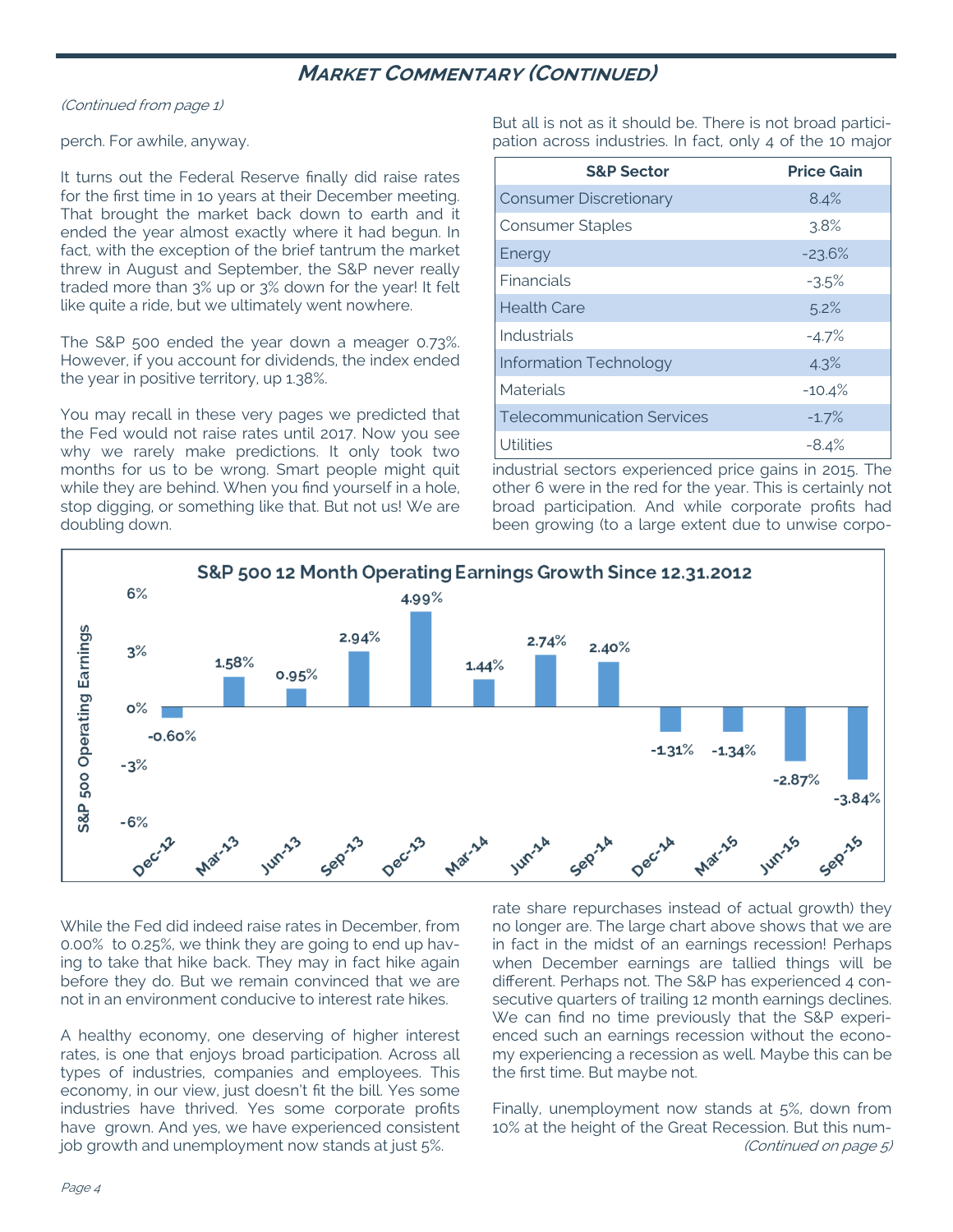## Market Commentary (Continued)

*(Continued from page 1)*

perch. For awhile, anyway.

It turns out the Federal Reserve finally did raise rates for the first time in 10 years at their December meeting. That brought the market back down to earth and it ended the year almost exactly where it had begun. In fact, with the exception of the brief tantrum the market threw in August and September, the S&P never really traded more than 3% up or 3% down for the year! It felt like quite a ride, but we ultimately went nowhere.

The S&P 500 ended the year down a meager 0.73%. However, if you account for dividends, the index ended the year in positive territory, up 1.38%.

You may recall in these very pages we predicted that the Fed would not raise rates until 2017. Now you see why we rarely make predictions. It only took two months for us to be wrong. Smart people might quit while they are behind. When you find yourself in a hole, stop digging, or something like that. But not us! We are doubling down.

But all is not as it should be. There is not broad participation across industries. In fact, only 4 of the 10 major industrial sectors experienced price gains in 2015. The other 6 were in the red for the year. This is certainly not broad participation. And while corporate profits had been growing (to a large extent due to unwise corporate share repurchases instead of actual growth) they no longer are. The large chart above shows that we are in fact in the midst of an earnings recession! Perhaps when December earnings are tallied things will be different. Perhaps not. The S&P has experienced 4 consecutive quarters of trailing 12 month earnings declines. We can find no time previously that the S&P experienced such an earnings recession without the economy experiencing a recession as well. Maybe this can be the first time. But maybe not.

| S&P Sector | Price Gain |
|---|---|
| Consumer Discretionary | 8.4% |
| Consumer Staples | 3.8% |
| Energy | -23.6% |
| Financials | -3.5% |
| Health Care | 5.2% |
| Industrials | -4.7% |
| Information Technology | 4.3% |
| Materials | -10.4% |
| Telecommunication Services | -1.7% |
| Utilities | -8.4% |

**S&P 500 12 Month Operating Earnings Growth Since 12.31.2012**

| Quarter | S&P 500 Operating Earnings |
|---|---|
| Dec-12 | -0.60% |
| Mar-13 | 1.58% |
| Jun-13 | 0.95% |
| Sep-13 | 2.94% |
| Dec-13 | 4.99% |
| Mar-14 | 1.44% |
| Jun-14 | 2.74% |
| Sep-14 | 2.40% |
| Dec-14 | -1.31% |
| Mar-15 | -1.34% |
| Jun-15 | -2.87% |
| Sep-15 | -3.84% |

While the Fed did indeed raise rates in December, from 0.00% to 0.25%, we think they are going to end up having to take that hike back. They may in fact hike again before they do. But we remain convinced that we are not in an environment conducive to interest rate hikes.

A healthy economy, one deserving of higher interest rates, is one that enjoys broad participation. Across all types of industries, companies and employees. This economy, in our view, just doesn't fit the bill. Yes some industries have thrived. Yes some corporate profits have grown. And yes, we have experienced consistent job growth and unemployment now stands at just 5%.

Finally, unemployment now stands at 5%, down from 10% at the height of the Great Recession. But this num-

*(Continued on page 5)*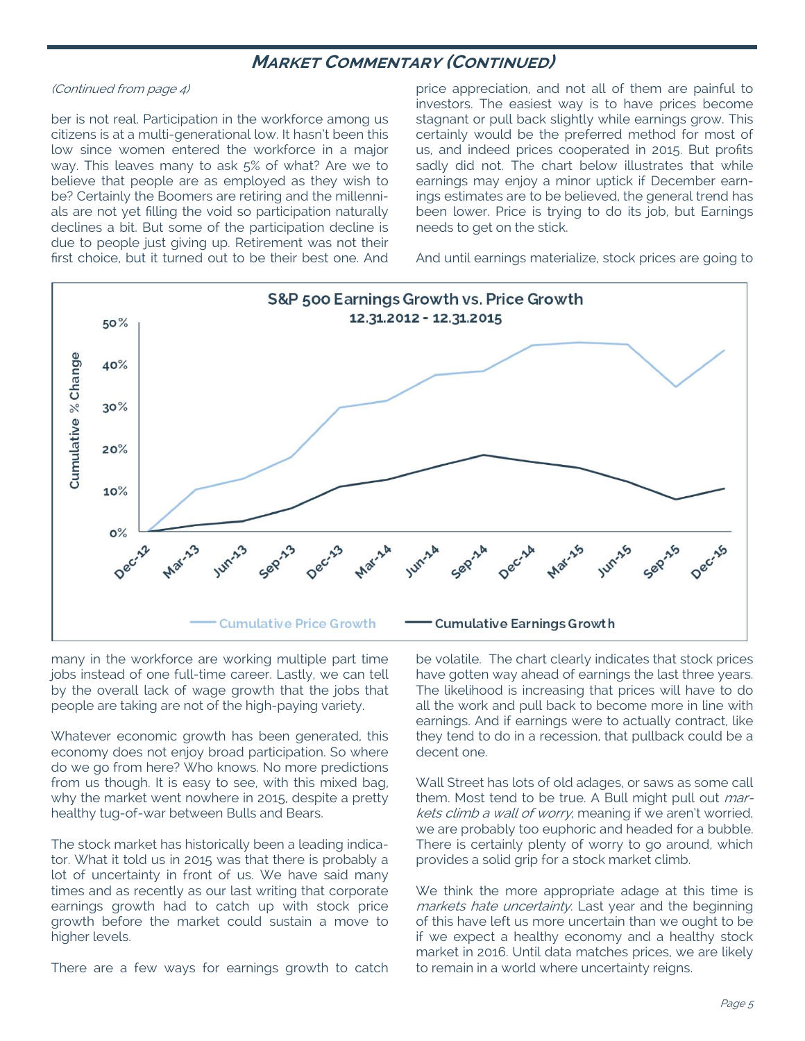## MARKET COMMENTARY (CONTINUED)

*(Continued from page 4)*

ber is not real. Participation in the workforce among us citizens is at a multi-generational low. It hasn't been this low since women entered the workforce in a major way. This leaves many to ask 5% of what? Are we to believe that people are as employed as they wish to be? Certainly the Boomers are retiring and the millennials are not yet filling the void so participation naturally declines a bit. But some of the participation decline is due to people just giving up. Retirement was not their first choice, but it turned out to be their best one. And many in the workforce are working multiple part time jobs instead of one full-time career. Lastly, we can tell by the overall lack of wage growth that the jobs that people are taking are not of the high-paying variety.

Whatever economic growth has been generated, this economy does not enjoy broad participation. So where do we go from here? Who knows. No more predictions from us though. It is easy to see, with this mixed bag, why the market went nowhere in 2015, despite a pretty healthy tug-of-war between Bulls and Bears.

The stock market has historically been a leading indicator. What it told us in 2015 was that there is probably a lot of uncertainty in front of us. We have said many times and as recently as our last writing that corporate earnings growth had to catch up with stock price growth before the market could sustain a move to higher levels.

There are a few ways for earnings growth to catch price appreciation, and not all of them are painful to investors. The easiest way is to have prices become stagnant or pull back slightly while earnings grow. This certainly would be the preferred method for most of us, and indeed prices cooperated in 2015. But profits sadly did not. The chart below illustrates that while earnings may enjoy a minor uptick if December earnings estimates are to be believed, the general trend has been lower. Price is trying to do its job, but Earnings needs to get on the stick.

And until earnings materialize, stock prices are going to be volatile. The chart clearly indicates that stock prices have gotten way ahead of earnings the last three years. The likelihood is increasing that prices will have to do all the work and pull back to become more in line with earnings. And if earnings were to actually contract, like they tend to do in a recession, that pullback could be a decent one.

**S&P 500 Earnings Growth vs. Price Growth**
**12.31.2012 - 12.31.2015**

Cumulative % Change (Dec-12 to Dec-15): Cumulative Price Growth; Cumulative Earnings Growth

Wall Street has lots of old adages, or saws as some call them. Most tend to be true. A Bull might pull out *markets climb a wall of worry*, meaning if we aren't worried, we are probably too euphoric and headed for a bubble. There is certainly plenty of worry to go around, which provides a solid grip for a stock market climb.

We think the more appropriate adage at this time is *markets hate uncertainty*. Last year and the beginning of this have left us more uncertain than we ought to be if we expect a healthy economy and a healthy stock market in 2016. Until data matches prices, we are likely to remain in a world where uncertainty reigns.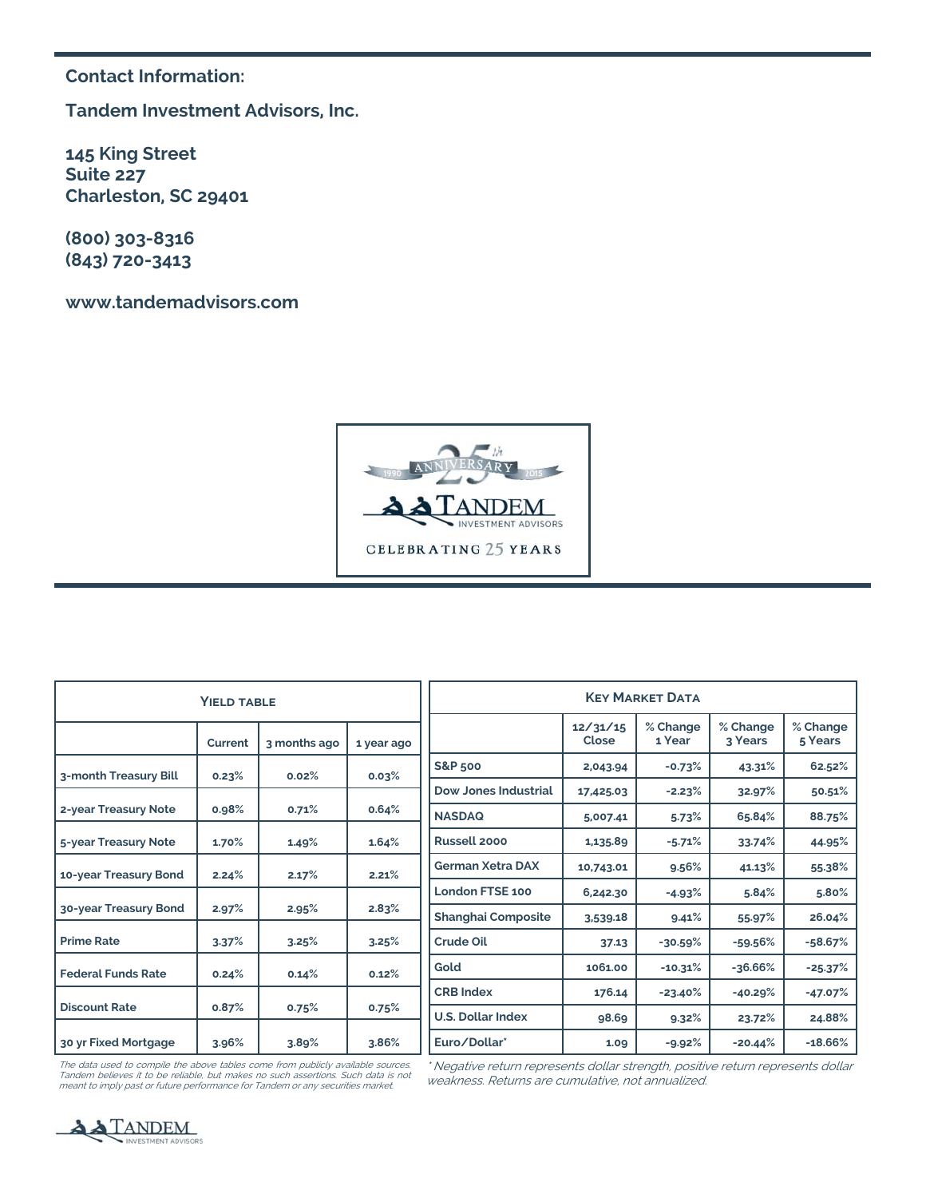**Contact Information:**

**Tandem Investment Advisors, Inc.**

**145 King Street**
**Suite 227**
**Charleston, SC 29401**

**(800) 303-8316**
**(843) 720-3413**

**www.tandemadvisors.com**

ANNIVERSARY 1990 2015

TANDEM INVESTMENT ADVISORS

CELEBRATING 25 YEARS

| YIELD TABLE | | | |
|---|---|---|---|
| | Current | 3 months ago | 1 year ago |
| 3-month Treasury Bill | 0.23% | 0.02% | 0.03% |
| 2-year Treasury Note | 0.98% | 0.71% | 0.64% |
| 5-year Treasury Note | 1.70% | 1.49% | 1.64% |
| 10-year Treasury Bond | 2.24% | 2.17% | 2.21% |
| 30-year Treasury Bond | 2.97% | 2.95% | 2.83% |
| Prime Rate | 3.37% | 3.25% | 3.25% |
| Federal Funds Rate | 0.24% | 0.14% | 0.12% |
| Discount Rate | 0.87% | 0.75% | 0.75% |
| 30 yr Fixed Mortgage | 3.96% | 3.89% | 3.86% |

*The data used to compile the above tables come from publicly available sources. Tandem believes it to be reliable, but makes no such assertions. Such data is not meant to imply past or future performance for Tandem or any securities market.*

| KEY MARKET DATA | | | | |
|---|---|---|---|---|
| | 12/31/15 Close | % Change 1 Year | % Change 3 Years | % Change 5 Years |
| S&P 500 | 2,043.94 | -0.73% | 43.31% | 62.52% |
| Dow Jones Industrial | 17,425.03 | -2.23% | 32.97% | 50.51% |
| NASDAQ | 5,007.41 | 5.73% | 65.84% | 88.75% |
| Russell 2000 | 1,135.89 | -5.71% | 33.74% | 44.95% |
| German Xetra DAX | 10,743.01 | 9.56% | 41.13% | 55.38% |
| London FTSE 100 | 6,242.30 | -4.93% | 5.84% | 5.80% |
| Shanghai Composite | 3,539.18 | 9.41% | 55.97% | 26.04% |
| Crude Oil | 37.13 | -30.59% | -59.56% | -58.67% |
| Gold | 1061.00 | -10.31% | -36.66% | -25.37% |
| CRB Index | 176.14 | -23.40% | -40.29% | -47.07% |
| U.S. Dollar Index | 98.69 | 9.32% | 23.72% | 24.88% |
| Euro/Dollar* | 1.09 | -9.92% | -20.44% | -18.66% |

*\* Negative return represents dollar strength, positive return represents dollar weakness. Returns are cumulative, not annualized.*

TANDEM INVESTMENT ADVISORS